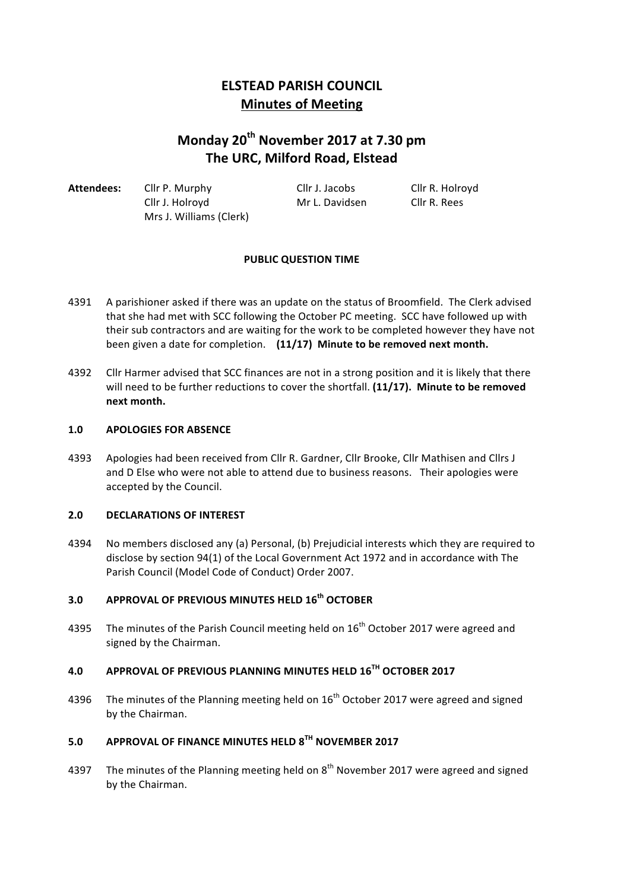# ELSTEAD PARISH COUNCIL
## Minutes of Meeting

## Monday 20th November 2017 at 7.30 pm
## The URC, Milford Road, Elstead

| Attendees: | | | |
|---|---|---|---|
| | Cllr P. Murphy | Cllr J. Jacobs | Cllr R. Holroyd |
| | Cllr J. Holroyd | Mr L. Davidsen | Cllr R. Rees |
| | Mrs J. Williams (Clerk) | | |

**PUBLIC QUESTION TIME**

4391 A parishioner asked if there was an update on the status of Broomfield. The Clerk advised that she had met with SCC following the October PC meeting. SCC have followed up with their sub contractors and are waiting for the work to be completed however they have not been given a date for completion. **(11/17) Minute to be removed next month.**

4392 Cllr Harmer advised that SCC finances are not in a strong position and it is likely that there will need to be further reductions to cover the shortfall. **(11/17). Minute to be removed next month.**

### 1.0 APOLOGIES FOR ABSENCE

4393 Apologies had been received from Cllr R. Gardner, Cllr Brooke, Cllr Mathisen and Cllrs J and D Else who were not able to attend due to business reasons. Their apologies were accepted by the Council.

### 2.0 DECLARATIONS OF INTEREST

4394 No members disclosed any (a) Personal, (b) Prejudicial interests which they are required to disclose by section 94(1) of the Local Government Act 1972 and in accordance with The Parish Council (Model Code of Conduct) Order 2007.

### 3.0 APPROVAL OF PREVIOUS MINUTES HELD 16th OCTOBER

4395 The minutes of the Parish Council meeting held on 16th October 2017 were agreed and signed by the Chairman.

### 4.0 APPROVAL OF PREVIOUS PLANNING MINUTES HELD 16TH OCTOBER 2017

4396 The minutes of the Planning meeting held on 16th October 2017 were agreed and signed by the Chairman.

### 5.0 APPROVAL OF FINANCE MINUTES HELD 8TH NOVEMBER 2017

4397 The minutes of the Planning meeting held on 8th November 2017 were agreed and signed by the Chairman.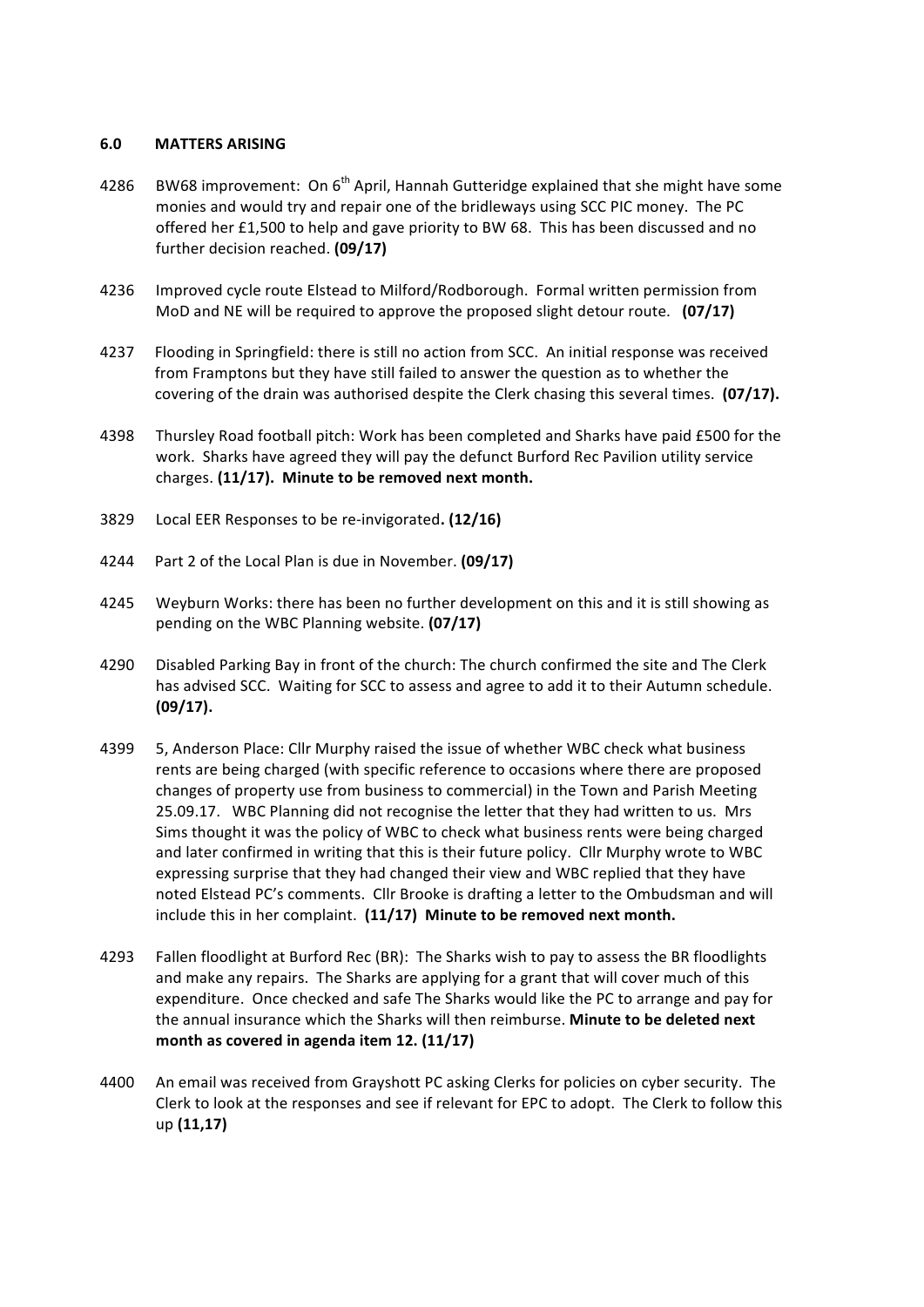## 6.0 MATTERS ARISING

4286 BW68 improvement: On 6th April, Hannah Gutteridge explained that she might have some monies and would try and repair one of the bridleways using SCC PIC money. The PC offered her £1,500 to help and gave priority to BW 68. This has been discussed and no further decision reached. **(09/17)**

4236 Improved cycle route Elstead to Milford/Rodborough. Formal written permission from MoD and NE will be required to approve the proposed slight detour route. **(07/17)**

4237 Flooding in Springfield: there is still no action from SCC. An initial response was received from Framptons but they have still failed to answer the question as to whether the covering of the drain was authorised despite the Clerk chasing this several times. **(07/17).**

4398 Thursley Road football pitch: Work has been completed and Sharks have paid £500 for the work. Sharks have agreed they will pay the defunct Burford Rec Pavilion utility service charges. **(11/17). Minute to be removed next month.**

3829 Local EER Responses to be re-invigorated**. (12/16)**

4244 Part 2 of the Local Plan is due in November. **(09/17)**

4245 Weyburn Works: there has been no further development on this and it is still showing as pending on the WBC Planning website. **(07/17)**

4290 Disabled Parking Bay in front of the church: The church confirmed the site and The Clerk has advised SCC. Waiting for SCC to assess and agree to add it to their Autumn schedule. **(09/17).**

4399 5, Anderson Place: Cllr Murphy raised the issue of whether WBC check what business rents are being charged (with specific reference to occasions where there are proposed changes of property use from business to commercial) in the Town and Parish Meeting 25.09.17. WBC Planning did not recognise the letter that they had written to us. Mrs Sims thought it was the policy of WBC to check what business rents were being charged and later confirmed in writing that this is their future policy. Cllr Murphy wrote to WBC expressing surprise that they had changed their view and WBC replied that they have noted Elstead PC's comments. Cllr Brooke is drafting a letter to the Ombudsman and will include this in her complaint. **(11/17) Minute to be removed next month.**

4293 Fallen floodlight at Burford Rec (BR): The Sharks wish to pay to assess the BR floodlights and make any repairs. The Sharks are applying for a grant that will cover much of this expenditure. Once checked and safe The Sharks would like the PC to arrange and pay for the annual insurance which the Sharks will then reimburse. **Minute to be deleted next month as covered in agenda item 12. (11/17)**

4400 An email was received from Grayshott PC asking Clerks for policies on cyber security. The Clerk to look at the responses and see if relevant for EPC to adopt. The Clerk to follow this up **(11,17)**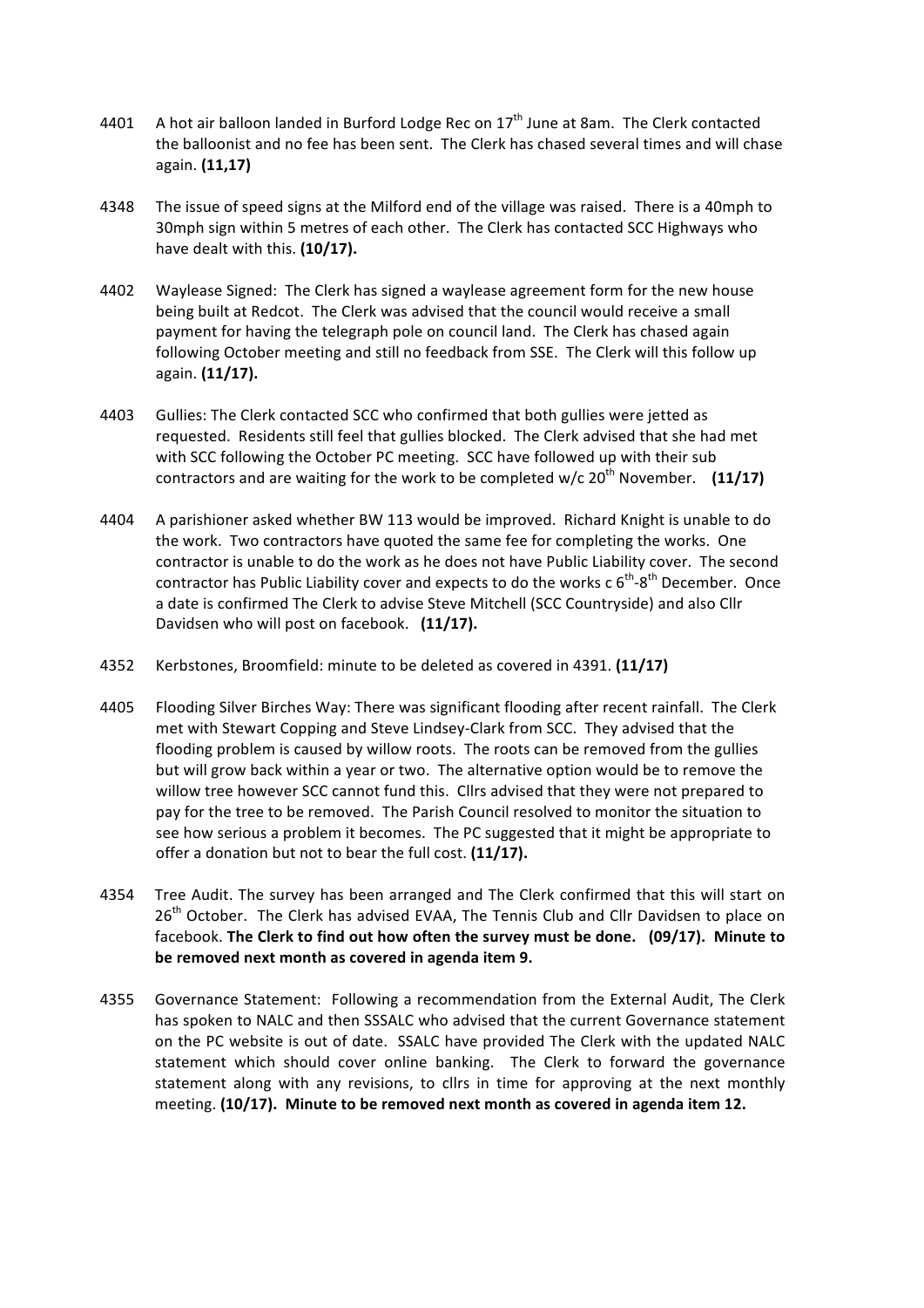4401 A hot air balloon landed in Burford Lodge Rec on 17th June at 8am. The Clerk contacted the balloonist and no fee has been sent. The Clerk has chased several times and will chase again. **(11,17)**

4348 The issue of speed signs at the Milford end of the village was raised. There is a 40mph to 30mph sign within 5 metres of each other. The Clerk has contacted SCC Highways who have dealt with this. **(10/17).**

4402 Waylease Signed: The Clerk has signed a waylease agreement form for the new house being built at Redcot. The Clerk was advised that the council would receive a small payment for having the telegraph pole on council land. The Clerk has chased again following October meeting and still no feedback from SSE. The Clerk will this follow up again. **(11/17).**

4403 Gullies: The Clerk contacted SCC who confirmed that both gullies were jetted as requested. Residents still feel that gullies blocked. The Clerk advised that she had met with SCC following the October PC meeting. SCC have followed up with their sub contractors and are waiting for the work to be completed w/c 20th November. **(11/17)**

4404 A parishioner asked whether BW 113 would be improved. Richard Knight is unable to do the work. Two contractors have quoted the same fee for completing the works. One contractor is unable to do the work as he does not have Public Liability cover. The second contractor has Public Liability cover and expects to do the works c 6th-8th December. Once a date is confirmed The Clerk to advise Steve Mitchell (SCC Countryside) and also Cllr Davidsen who will post on facebook. **(11/17).**

4352 Kerbstones, Broomfield: minute to be deleted as covered in 4391. **(11/17)**

4405 Flooding Silver Birches Way: There was significant flooding after recent rainfall. The Clerk met with Stewart Copping and Steve Lindsey-Clark from SCC. They advised that the flooding problem is caused by willow roots. The roots can be removed from the gullies but will grow back within a year or two. The alternative option would be to remove the willow tree however SCC cannot fund this. Cllrs advised that they were not prepared to pay for the tree to be removed. The Parish Council resolved to monitor the situation to see how serious a problem it becomes. The PC suggested that it might be appropriate to offer a donation but not to bear the full cost. **(11/17).**

4354 Tree Audit. The survey has been arranged and The Clerk confirmed that this will start on 26th October. The Clerk has advised EVAA, The Tennis Club and Cllr Davidsen to place on facebook. **The Clerk to find out how often the survey must be done. (09/17). Minute to be removed next month as covered in agenda item 9.**

4355 Governance Statement: Following a recommendation from the External Audit, The Clerk has spoken to NALC and then SSSALC who advised that the current Governance statement on the PC website is out of date. SSALC have provided The Clerk with the updated NALC statement which should cover online banking. The Clerk to forward the governance statement along with any revisions, to cllrs in time for approving at the next monthly meeting. **(10/17). Minute to be removed next month as covered in agenda item 12.**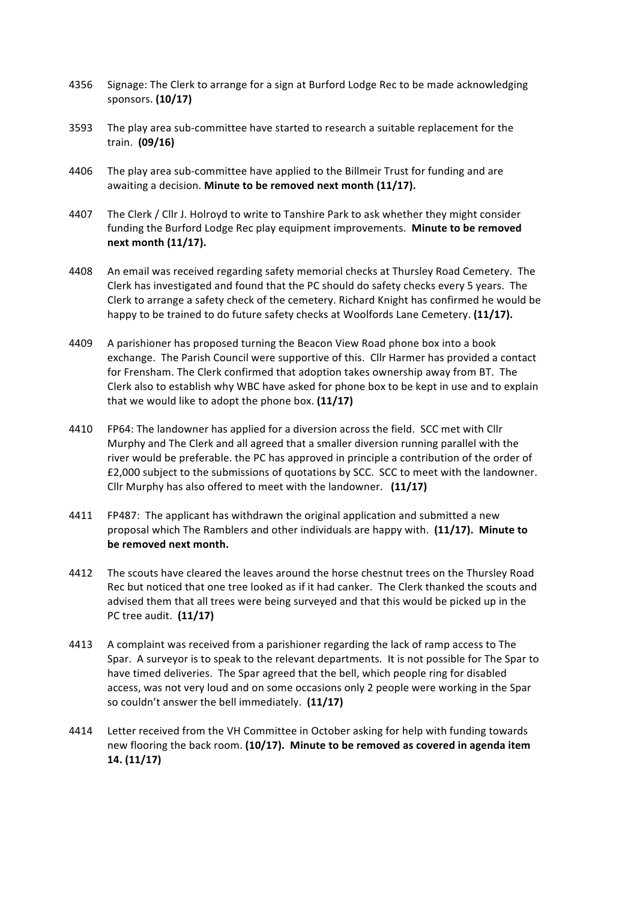4356 Signage: The Clerk to arrange for a sign at Burford Lodge Rec to be made acknowledging sponsors. **(10/17)**

3593 The play area sub-committee have started to research a suitable replacement for the train. **(09/16)**

4406 The play area sub-committee have applied to the Billmeir Trust for funding and are awaiting a decision. **Minute to be removed next month (11/17).**

4407 The Clerk / Cllr J. Holroyd to write to Tanshire Park to ask whether they might consider funding the Burford Lodge Rec play equipment improvements. **Minute to be removed next month (11/17).**

4408 An email was received regarding safety memorial checks at Thursley Road Cemetery. The Clerk has investigated and found that the PC should do safety checks every 5 years. The Clerk to arrange a safety check of the cemetery. Richard Knight has confirmed he would be happy to be trained to do future safety checks at Woolfords Lane Cemetery. **(11/17).**

4409 A parishioner has proposed turning the Beacon View Road phone box into a book exchange. The Parish Council were supportive of this. Cllr Harmer has provided a contact for Frensham. The Clerk confirmed that adoption takes ownership away from BT. The Clerk also to establish why WBC have asked for phone box to be kept in use and to explain that we would like to adopt the phone box. **(11/17)**

4410 FP64: The landowner has applied for a diversion across the field. SCC met with Cllr Murphy and The Clerk and all agreed that a smaller diversion running parallel with the river would be preferable. the PC has approved in principle a contribution of the order of £2,000 subject to the submissions of quotations by SCC. SCC to meet with the landowner. Cllr Murphy has also offered to meet with the landowner. **(11/17)**

4411 FP487: The applicant has withdrawn the original application and submitted a new proposal which The Ramblers and other individuals are happy with. **(11/17). Minute to be removed next month.**

4412 The scouts have cleared the leaves around the horse chestnut trees on the Thursley Road Rec but noticed that one tree looked as if it had canker. The Clerk thanked the scouts and advised them that all trees were being surveyed and that this would be picked up in the PC tree audit. **(11/17)**

4413 A complaint was received from a parishioner regarding the lack of ramp access to The Spar. A surveyor is to speak to the relevant departments. It is not possible for The Spar to have timed deliveries. The Spar agreed that the bell, which people ring for disabled access, was not very loud and on some occasions only 2 people were working in the Spar so couldn't answer the bell immediately. **(11/17)**

4414 Letter received from the VH Committee in October asking for help with funding towards new flooring the back room. **(10/17). Minute to be removed as covered in agenda item 14. (11/17)**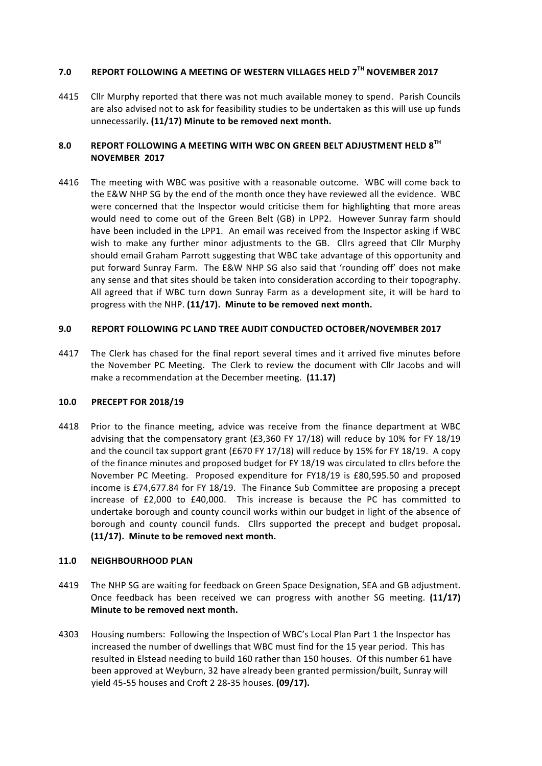## 7.0 REPORT FOLLOWING A MEETING OF WESTERN VILLAGES HELD 7TH NOVEMBER 2017

4415 Cllr Murphy reported that there was not much available money to spend. Parish Councils are also advised not to ask for feasibility studies to be undertaken as this will use up funds unnecessarily**. (11/17) Minute to be removed next month.**

## 8.0 REPORT FOLLOWING A MEETING WITH WBC ON GREEN BELT ADJUSTMENT HELD 8TH NOVEMBER 2017

4416 The meeting with WBC was positive with a reasonable outcome. WBC will come back to the E&W NHP SG by the end of the month once they have reviewed all the evidence. WBC were concerned that the Inspector would criticise them for highlighting that more areas would need to come out of the Green Belt (GB) in LPP2. However Sunray farm should have been included in the LPP1. An email was received from the Inspector asking if WBC wish to make any further minor adjustments to the GB. Cllrs agreed that Cllr Murphy should email Graham Parrott suggesting that WBC take advantage of this opportunity and put forward Sunray Farm. The E&W NHP SG also said that 'rounding off' does not make any sense and that sites should be taken into consideration according to their topography. All agreed that if WBC turn down Sunray Farm as a development site, it will be hard to progress with the NHP. **(11/17). Minute to be removed next month.**

## 9.0 REPORT FOLLOWING PC LAND TREE AUDIT CONDUCTED OCTOBER/NOVEMBER 2017

4417 The Clerk has chased for the final report several times and it arrived five minutes before the November PC Meeting. The Clerk to review the document with Cllr Jacobs and will make a recommendation at the December meeting. **(11.17)**

## 10.0 PRECEPT FOR 2018/19

4418 Prior to the finance meeting, advice was receive from the finance department at WBC advising that the compensatory grant (£3,360 FY 17/18) will reduce by 10% for FY 18/19 and the council tax support grant (£670 FY 17/18) will reduce by 15% for FY 18/19. A copy of the finance minutes and proposed budget for FY 18/19 was circulated to cllrs before the November PC Meeting. Proposed expenditure for FY18/19 is £80,595.50 and proposed income is £74,677.84 for FY 18/19. The Finance Sub Committee are proposing a precept increase of £2,000 to £40,000. This increase is because the PC has committed to undertake borough and county council works within our budget in light of the absence of borough and county council funds. Cllrs supported the precept and budget proposal**. (11/17). Minute to be removed next month.**

## 11.0 NEIGHBOURHOOD PLAN

4419 The NHP SG are waiting for feedback on Green Space Designation, SEA and GB adjustment. Once feedback has been received we can progress with another SG meeting. **(11/17) Minute to be removed next month.**

4303 Housing numbers: Following the Inspection of WBC's Local Plan Part 1 the Inspector has increased the number of dwellings that WBC must find for the 15 year period. This has resulted in Elstead needing to build 160 rather than 150 houses. Of this number 61 have been approved at Weyburn, 32 have already been granted permission/built, Sunray will yield 45-55 houses and Croft 2 28-35 houses. **(09/17).**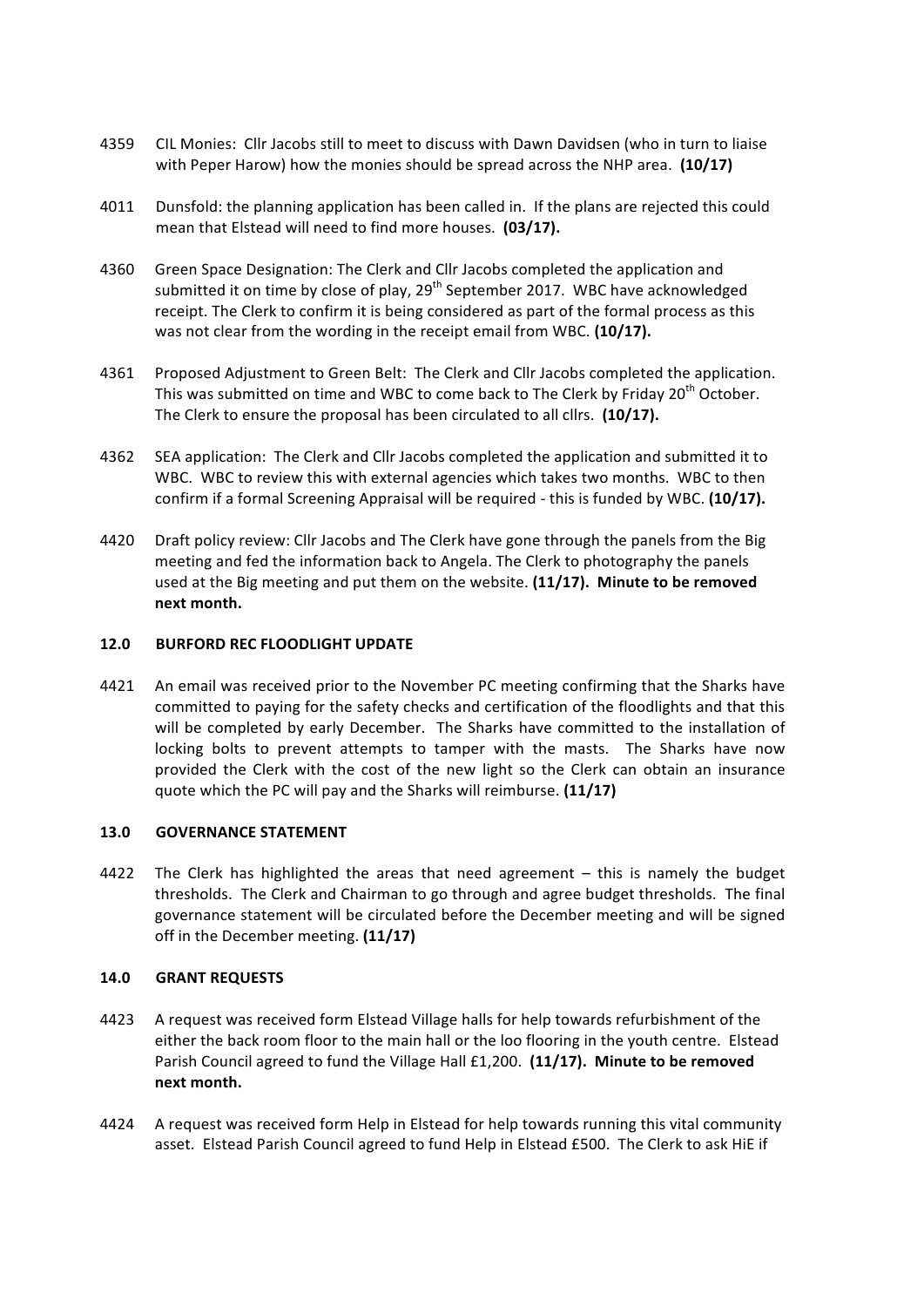4359 CIL Monies: Cllr Jacobs still to meet to discuss with Dawn Davidsen (who in turn to liaise with Peper Harow) how the monies should be spread across the NHP area. **(10/17)**

4011 Dunsfold: the planning application has been called in. If the plans are rejected this could mean that Elstead will need to find more houses. **(03/17).**

4360 Green Space Designation: The Clerk and Cllr Jacobs completed the application and submitted it on time by close of play, 29th September 2017. WBC have acknowledged receipt. The Clerk to confirm it is being considered as part of the formal process as this was not clear from the wording in the receipt email from WBC. **(10/17).**

4361 Proposed Adjustment to Green Belt: The Clerk and Cllr Jacobs completed the application. This was submitted on time and WBC to come back to The Clerk by Friday 20th October. The Clerk to ensure the proposal has been circulated to all cllrs. **(10/17).**

4362 SEA application: The Clerk and Cllr Jacobs completed the application and submitted it to WBC. WBC to review this with external agencies which takes two months. WBC to then confirm if a formal Screening Appraisal will be required - this is funded by WBC. **(10/17).**

4420 Draft policy review: Cllr Jacobs and The Clerk have gone through the panels from the Big meeting and fed the information back to Angela. The Clerk to photography the panels used at the Big meeting and put them on the website. **(11/17). Minute to be removed next month.**

## 12.0 BURFORD REC FLOODLIGHT UPDATE

4421 An email was received prior to the November PC meeting confirming that the Sharks have committed to paying for the safety checks and certification of the floodlights and that this will be completed by early December. The Sharks have committed to the installation of locking bolts to prevent attempts to tamper with the masts. The Sharks have now provided the Clerk with the cost of the new light so the Clerk can obtain an insurance quote which the PC will pay and the Sharks will reimburse. **(11/17)**

## 13.0 GOVERNANCE STATEMENT

4422 The Clerk has highlighted the areas that need agreement – this is namely the budget thresholds. The Clerk and Chairman to go through and agree budget thresholds. The final governance statement will be circulated before the December meeting and will be signed off in the December meeting. **(11/17)**

## 14.0 GRANT REQUESTS

4423 A request was received form Elstead Village halls for help towards refurbishment of the either the back room floor to the main hall or the loo flooring in the youth centre. Elstead Parish Council agreed to fund the Village Hall £1,200. **(11/17). Minute to be removed next month.**

4424 A request was received form Help in Elstead for help towards running this vital community asset. Elstead Parish Council agreed to fund Help in Elstead £500. The Clerk to ask HiE if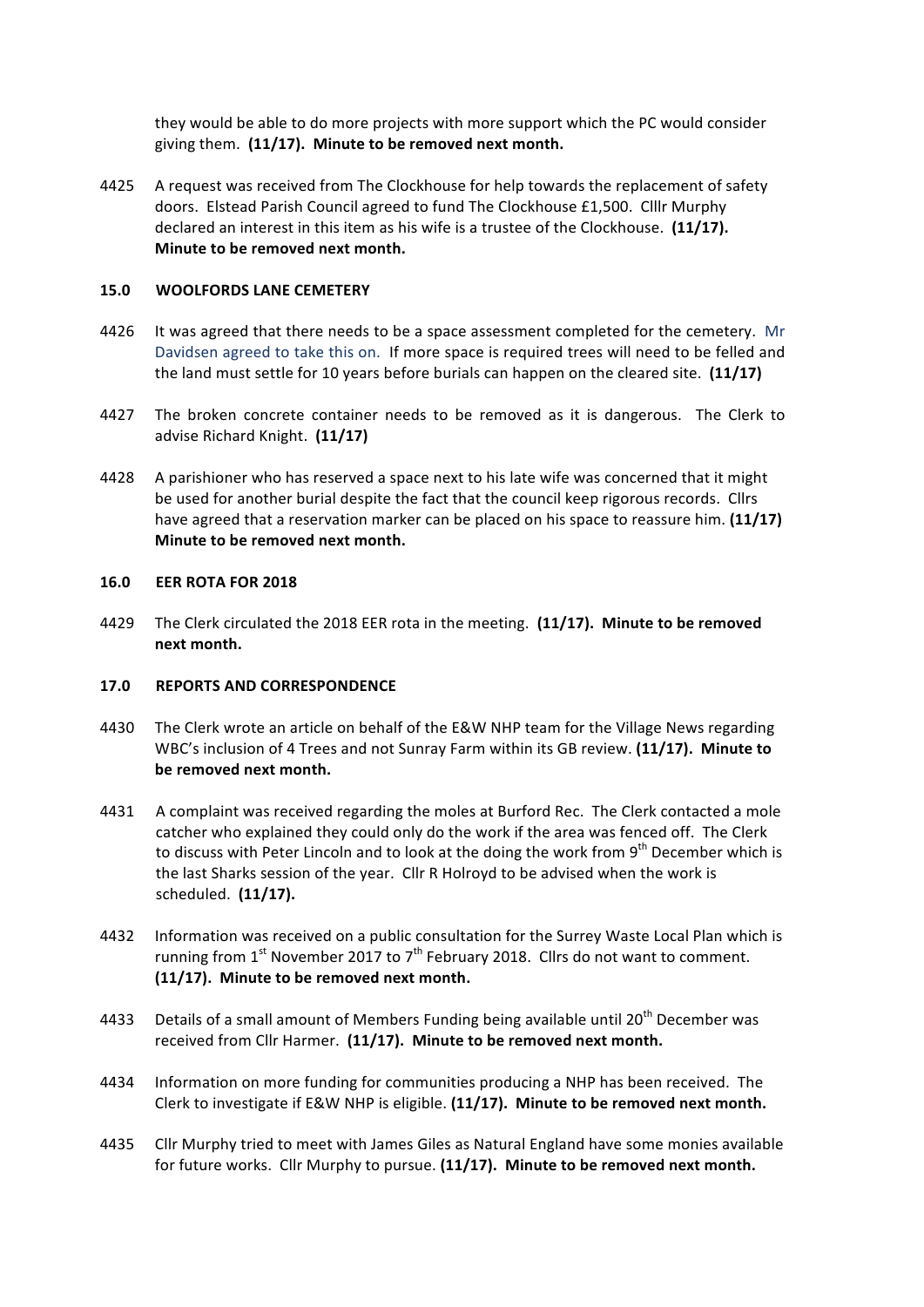they would be able to do more projects with more support which the PC would consider giving them. **(11/17). Minute to be removed next month.**

4425 A request was received from The Clockhouse for help towards the replacement of safety doors. Elstead Parish Council agreed to fund The Clockhouse £1,500. Clllr Murphy declared an interest in this item as his wife is a trustee of the Clockhouse. **(11/17). Minute to be removed next month.**

## 15.0 WOOLFORDS LANE CEMETERY

4426 It was agreed that there needs to be a space assessment completed for the cemetery. Mr Davidsen agreed to take this on. If more space is required trees will need to be felled and the land must settle for 10 years before burials can happen on the cleared site. **(11/17)**

4427 The broken concrete container needs to be removed as it is dangerous. The Clerk to advise Richard Knight. **(11/17)**

4428 A parishioner who has reserved a space next to his late wife was concerned that it might be used for another burial despite the fact that the council keep rigorous records. Cllrs have agreed that a reservation marker can be placed on his space to reassure him. **(11/17) Minute to be removed next month.**

## 16.0 EER ROTA FOR 2018

4429 The Clerk circulated the 2018 EER rota in the meeting. **(11/17). Minute to be removed next month.**

## 17.0 REPORTS AND CORRESPONDENCE

4430 The Clerk wrote an article on behalf of the E&W NHP team for the Village News regarding WBC's inclusion of 4 Trees and not Sunray Farm within its GB review. **(11/17). Minute to be removed next month.**

4431 A complaint was received regarding the moles at Burford Rec. The Clerk contacted a mole catcher who explained they could only do the work if the area was fenced off. The Clerk to discuss with Peter Lincoln and to look at the doing the work from 9th December which is the last Sharks session of the year. Cllr R Holroyd to be advised when the work is scheduled. **(11/17).**

4432 Information was received on a public consultation for the Surrey Waste Local Plan which is running from 1st November 2017 to 7th February 2018. Cllrs do not want to comment. **(11/17). Minute to be removed next month.**

4433 Details of a small amount of Members Funding being available until 20th December was received from Cllr Harmer. **(11/17). Minute to be removed next month.**

4434 Information on more funding for communities producing a NHP has been received. The Clerk to investigate if E&W NHP is eligible. **(11/17). Minute to be removed next month.**

4435 Cllr Murphy tried to meet with James Giles as Natural England have some monies available for future works. Cllr Murphy to pursue. **(11/17). Minute to be removed next month.**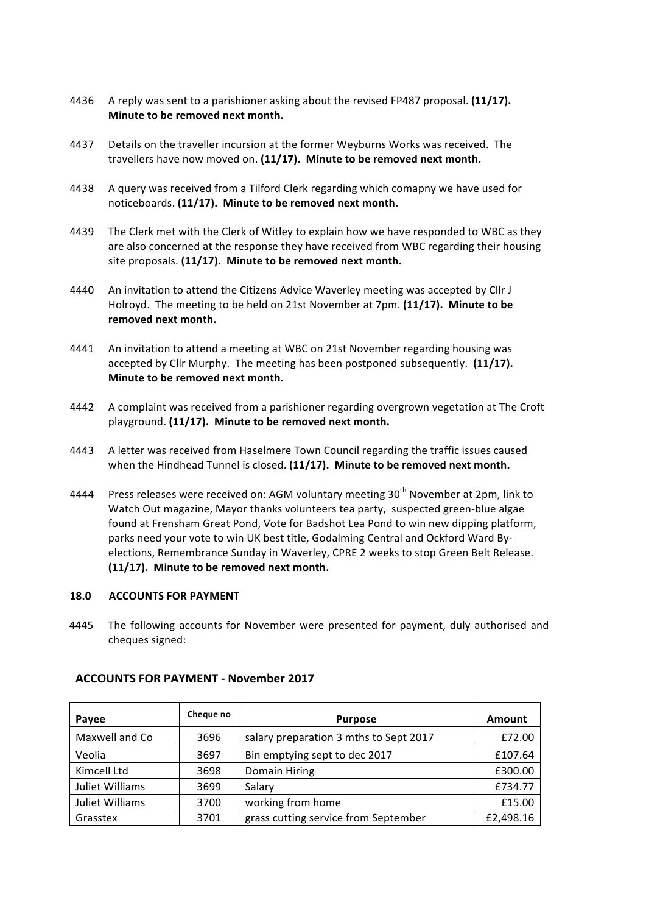4436 A reply was sent to a parishioner asking about the revised FP487 proposal. **(11/17). Minute to be removed next month.**

4437 Details on the traveller incursion at the former Weyburns Works was received. The travellers have now moved on. **(11/17). Minute to be removed next month.**

4438 A query was received from a Tilford Clerk regarding which comapny we have used for noticeboards. **(11/17). Minute to be removed next month.**

4439 The Clerk met with the Clerk of Witley to explain how we have responded to WBC as they are also concerned at the response they have received from WBC regarding their housing site proposals. **(11/17). Minute to be removed next month.**

4440 An invitation to attend the Citizens Advice Waverley meeting was accepted by Cllr J Holroyd. The meeting to be held on 21st November at 7pm. **(11/17). Minute to be removed next month.**

4441 An invitation to attend a meeting at WBC on 21st November regarding housing was accepted by Cllr Murphy. The meeting has been postponed subsequently. **(11/17). Minute to be removed next month.**

4442 A complaint was received from a parishioner regarding overgrown vegetation at The Croft playground. **(11/17). Minute to be removed next month.**

4443 A letter was received from Haselmere Town Council regarding the traffic issues caused when the Hindhead Tunnel is closed. **(11/17). Minute to be removed next month.**

4444 Press releases were received on: AGM voluntary meeting 30th November at 2pm, link to Watch Out magazine, Mayor thanks volunteers tea party, suspected green-blue algae found at Frensham Great Pond, Vote for Badshot Lea Pond to win new dipping platform, parks need your vote to win UK best title, Godalming Central and Ockford Ward By-elections, Remembrance Sunday in Waverley, CPRE 2 weeks to stop Green Belt Release. **(11/17). Minute to be removed next month.**

## 18.0 ACCOUNTS FOR PAYMENT

4445 The following accounts for November were presented for payment, duly authorised and cheques signed:

### ACCOUNTS FOR PAYMENT - November 2017

| Payee | Cheque no | Purpose | Amount |
|---|---|---|---|
| Maxwell and Co | 3696 | salary preparation 3 mths to Sept 2017 | £72.00 |
| Veolia | 3697 | Bin emptying sept to dec 2017 | £107.64 |
| Kimcell Ltd | 3698 | Domain Hiring | £300.00 |
| Juliet Williams | 3699 | Salary | £734.77 |
| Juliet Williams | 3700 | working from home | £15.00 |
| Grasstex | 3701 | grass cutting service from September | £2,498.16 |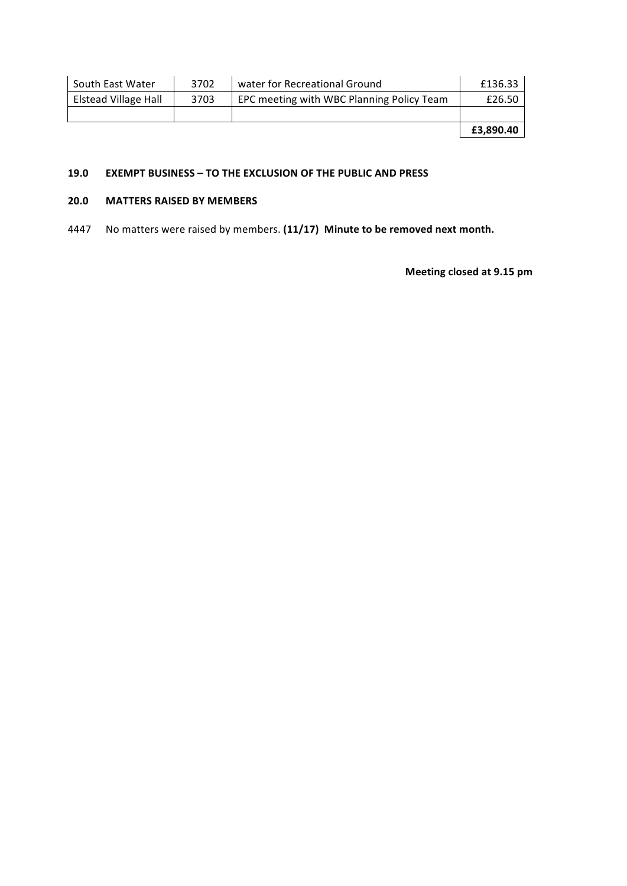| | | | |
|---|---|---|---|
| South East Water | 3702 | water for Recreational Ground | £136.33 |
| Elstead Village Hall | 3703 | EPC meeting with WBC Planning Policy Team | £26.50 |
| | | | |
| | | | **£3,890.40** |

**19.0 EXEMPT BUSINESS – TO THE EXCLUSION OF THE PUBLIC AND PRESS**

**20.0 MATTERS RAISED BY MEMBERS**

4447 No matters were raised by members. **(11/17) Minute to be removed next month.**

**Meeting closed at 9.15 pm**